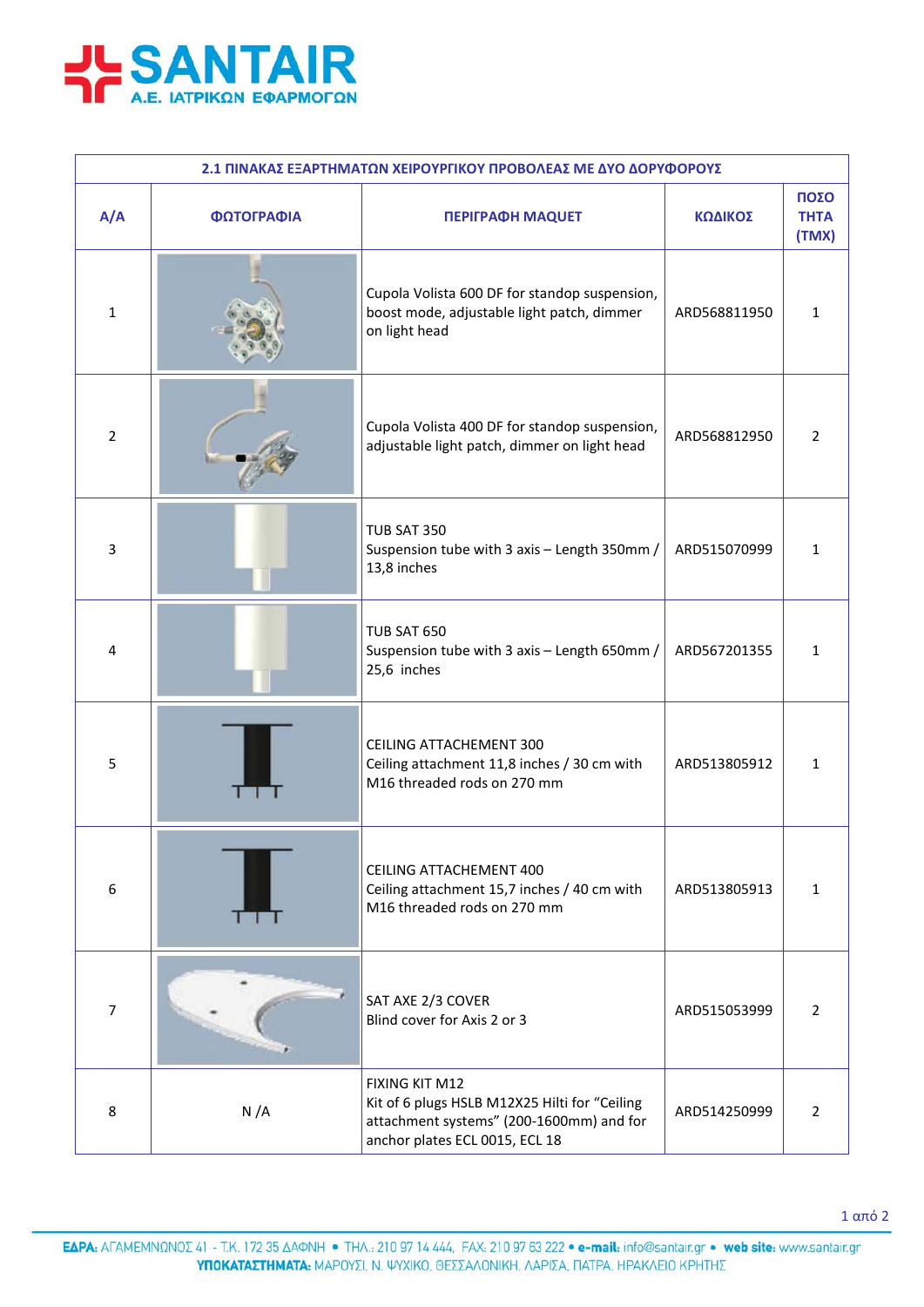# SANTAIR
**Α.Ε. ΙΑΤΡΙΚΩΝ ΕΦΑΡΜΟΓΩΝ**

| 2.1 ΠΙΝΑΚΑΣ ΕΞΑΡΤΗΜΑΤΩΝ ΧΕΙΡΟΥΡΓΙΚΟΥ ΠΡΟΒΟΛΕΑΣ ΜΕ ΔΥΟ ΔΟΡΥΦΟΡΟΥΣ | | | | |
|---|---|---|---|---|
| **Α/Α** | **ΦΩΤΟΓΡΑΦΙΑ** | **ΠΕΡΙΓΡΑΦΗ MAQUET** | **ΚΩΔΙΚΟΣ** | **ΠΟΣΟΤΗΤΑ (ΤΜΧ)** |
| 1 | | Cupola Volista 600 DF for standop suspension, boost mode, adjustable light patch, dimmer on light head | ARD568811950 | 1 |
| 2 | | Cupola Volista 400 DF for standop suspension, adjustable light patch, dimmer on light head | ARD568812950 | 2 |
| 3 | | TUB SAT 350<br>Suspension tube with 3 axis – Length 350mm / 13,8 inches | ARD515070999 | 1 |
| 4 | | TUB SAT 650<br>Suspension tube with 3 axis – Length 650mm / 25,6 inches | ARD567201355 | 1 |
| 5 | | CEILING ATTACHEMENT 300<br>Ceiling attachment 11,8 inches / 30 cm with M16 threaded rods on 270 mm | ARD513805912 | 1 |
| 6 | | CEILING ATTACHEMENT 400<br>Ceiling attachment 15,7 inches / 40 cm with M16 threaded rods on 270 mm | ARD513805913 | 1 |
| 7 | | SAT AXE 2/3 COVER<br>Blind cover for Axis 2 or 3 | ARD515053999 | 2 |
| 8 | N /A | FIXING KIT M12<br>Kit of 6 plugs HSLB M12X25 Hilti for "Ceiling attachment systems" (200-1600mm) and for anchor plates ECL 0015, ECL 18 | ARD514250999 | 2 |

**ΕΔΡΑ:** ΑΓΑΜΕΜΝΟΝΟΣ 41 - Τ.Κ. 172 35 ΔΑΦΝΗ • ΤΗΛ.: 210 97 14 444, FAX: 210 97 63 222 • **e-mail:** info@santair.gr • **web site:** www.santair.gr
**ΥΠΟΚΑΤΑΣΤΗΜΑΤΑ:** ΜΑΡΟΥΣΙ, Ν. ΨΥΧΙΚΟ, ΘΕΣΣΑΛΟΝΙΚΗ, ΛΑΡΙΣΑ, ΠΑΤΡΑ, ΗΡΑΚΛΕΙΟ ΚΡΗΤΗΣ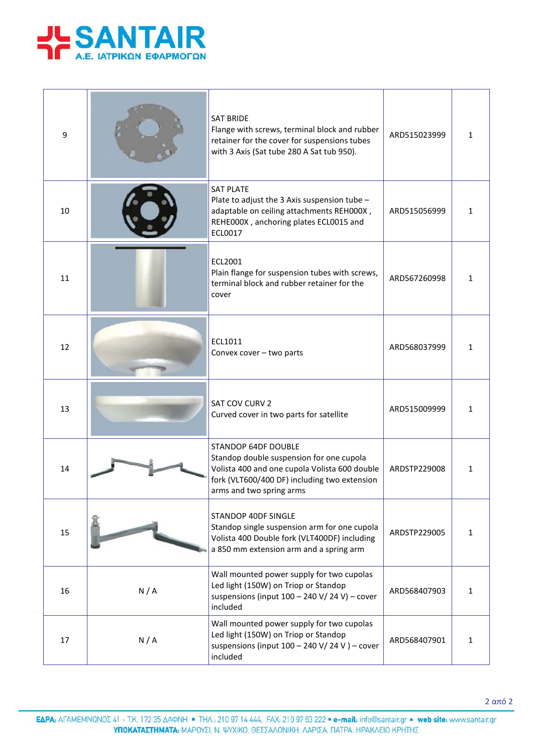| | | | | |
|---|---|---|---|---|
| 9 | | SAT BRIDE<br>Flange with screws, terminal block and rubber retainer for the cover for suspensions tubes with 3 Axis (Sat tube 280 A Sat tub 950). | ARD515023999 | 1 |
| 10 | | SAT PLATE<br>Plate to adjust the 3 Axis suspension tube – adaptable on ceiling attachments REH000X , REHE000X , anchoring plates ECL0015 and ECL0017 | ARD515056999 | 1 |
| 11 | | ECL2001<br>Plain flange for suspension tubes with screws, terminal block and rubber retainer for the cover | ARD567260998 | 1 |
| 12 | | ECL1011<br>Convex cover – two parts | ARD568037999 | 1 |
| 13 | | SAT COV CURV 2<br>Curved cover in two parts for satellite | ARD515009999 | 1 |
| 14 | | STANDOP 64DF DOUBLE<br>Standop double suspension for one cupola Volista 400 and one cupola Volista 600 double fork (VLT600/400 DF) including two extension arms and two spring arms | ARDSTP229008 | 1 |
| 15 | | STANDOP 40DF SINGLE<br>Standop single suspension arm for one cupola Volista 400 Double fork (VLT400DF) including a 850 mm extension arm and a spring arm | ARDSTP229005 | 1 |
| 16 | N / A | Wall mounted power supply for two cupolas Led light (150W) on Triop or Standop suspensions (input 100 – 240 V/ 24 V) – cover included | ARD568407903 | 1 |
| 17 | N / A | Wall mounted power supply for two cupolas Led light (150W) on Triop or Standop suspensions (input 100 – 240 V/ 24 V ) – cover included | ARD568407901 | 1 |